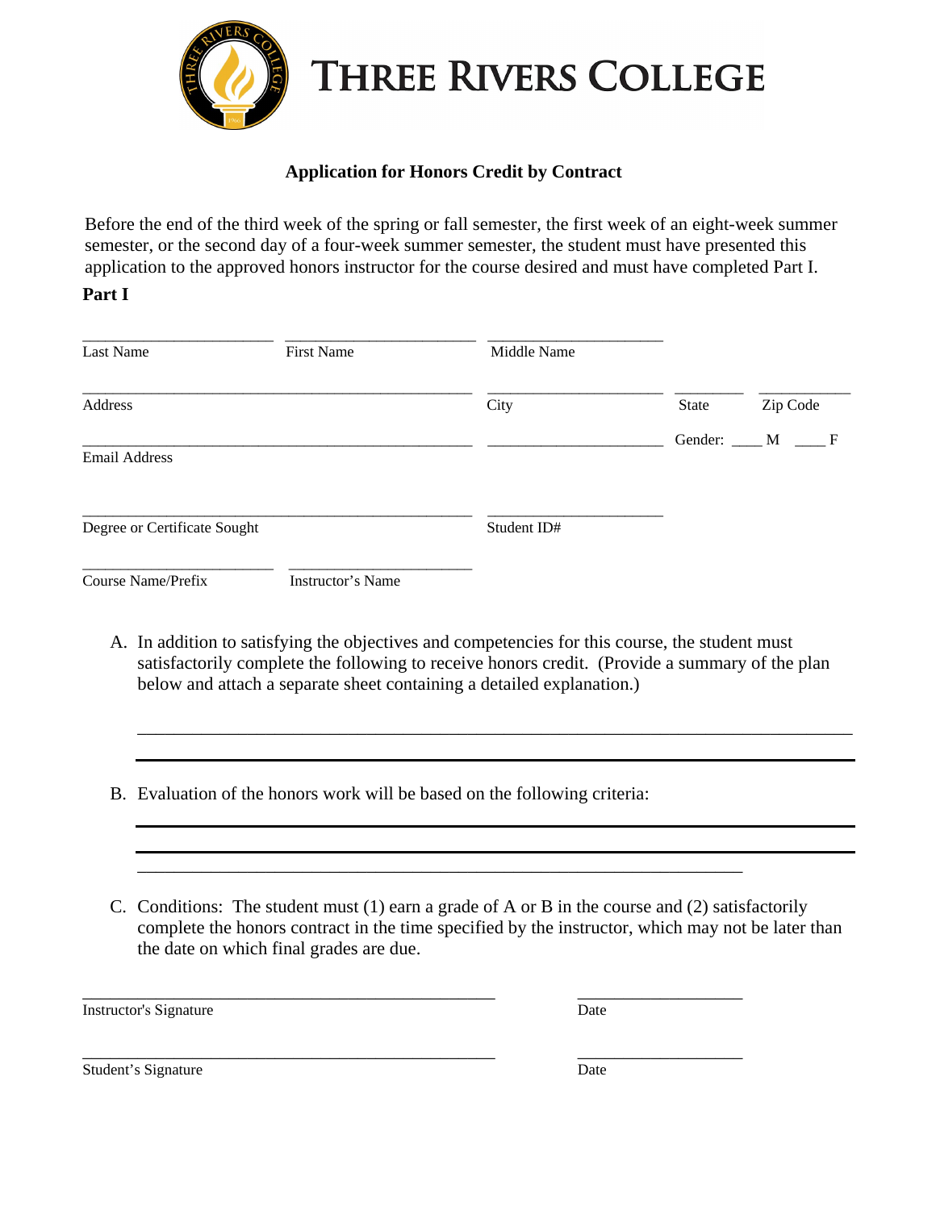# THREE RIVERS COLLEGE

## Application for Honors Credit by Contract

Before the end of the third week of the spring or fall semester, the first week of an eight-week summer semester, or the second day of a four-week summer semester, the student must have presented this application to the approved honors instructor for the course desired and must have completed Part I.

**Part I**

______________________ ______________________ ______________________
Last Name First Name Middle Name

______________________________________________ ______________________ ________ ___________
Address City State Zip Code

______________________________________________ ______________________ Gender: ____ M ____ F
Email Address

______________________________________________ ______________________
Degree or Certificate Sought Student ID#

______________________ ______________________
Course Name/Prefix Instructor's Name

A. In addition to satisfying the objectives and competencies for this course, the student must satisfactorily complete the following to receive honors credit. (Provide a summary of the plan below and attach a separate sheet containing a detailed explanation.)

_______________________________________________________________________________

_______________________________________________________________________________

B. Evaluation of the honors work will be based on the following criteria:

_______________________________________________________________________________

_______________________________________________________________________________

_______________________________________________________________________

C. Conditions: The student must (1) earn a grade of A or B in the course and (2) satisfactorily complete the honors contract in the time specified by the instructor, which may not be later than the date on which final grades are due.

______________________________________________ ___________________
Instructor's Signature Date

______________________________________________ ___________________
Student's Signature Date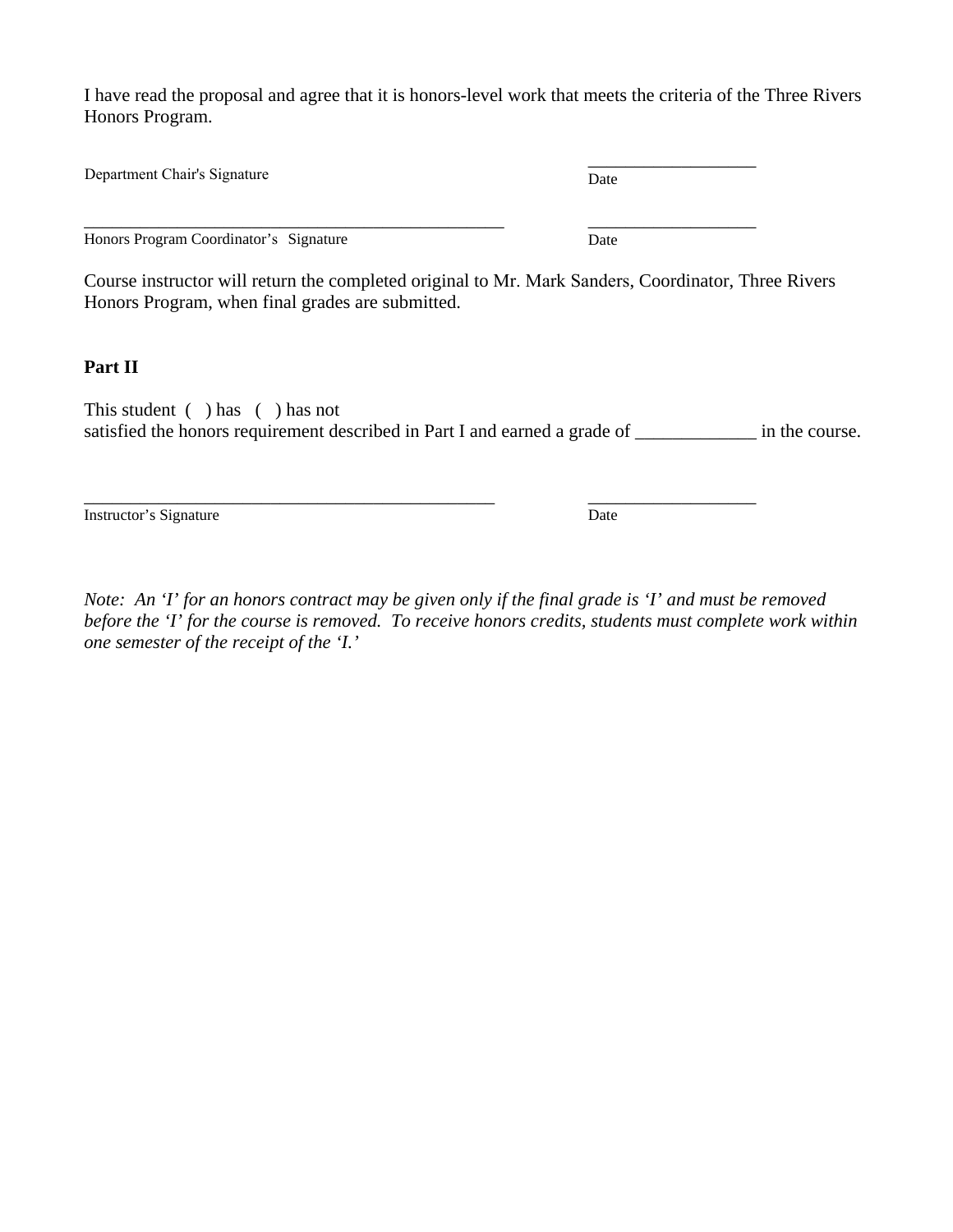I have read the proposal and agree that it is honors-level work that meets the criteria of the Three Rivers Honors Program.

Department Chair's Signature ____________________ Date

__________________________________________________ ____________________
Honors Program Coordinator's Signature Date

Course instructor will return the completed original to Mr. Mark Sanders, Coordinator, Three Rivers Honors Program, when final grades are submitted.

**Part II**

This student ( ) has ( ) has not
satisfied the honors requirement described in Part I and earned a grade of _____________ in the course.

________________________________________________ ____________________
Instructor's Signature Date

*Note: An 'I' for an honors contract may be given only if the final grade is 'I' and must be removed before the 'I' for the course is removed. To receive honors credits, students must complete work within one semester of the receipt of the 'I.'*